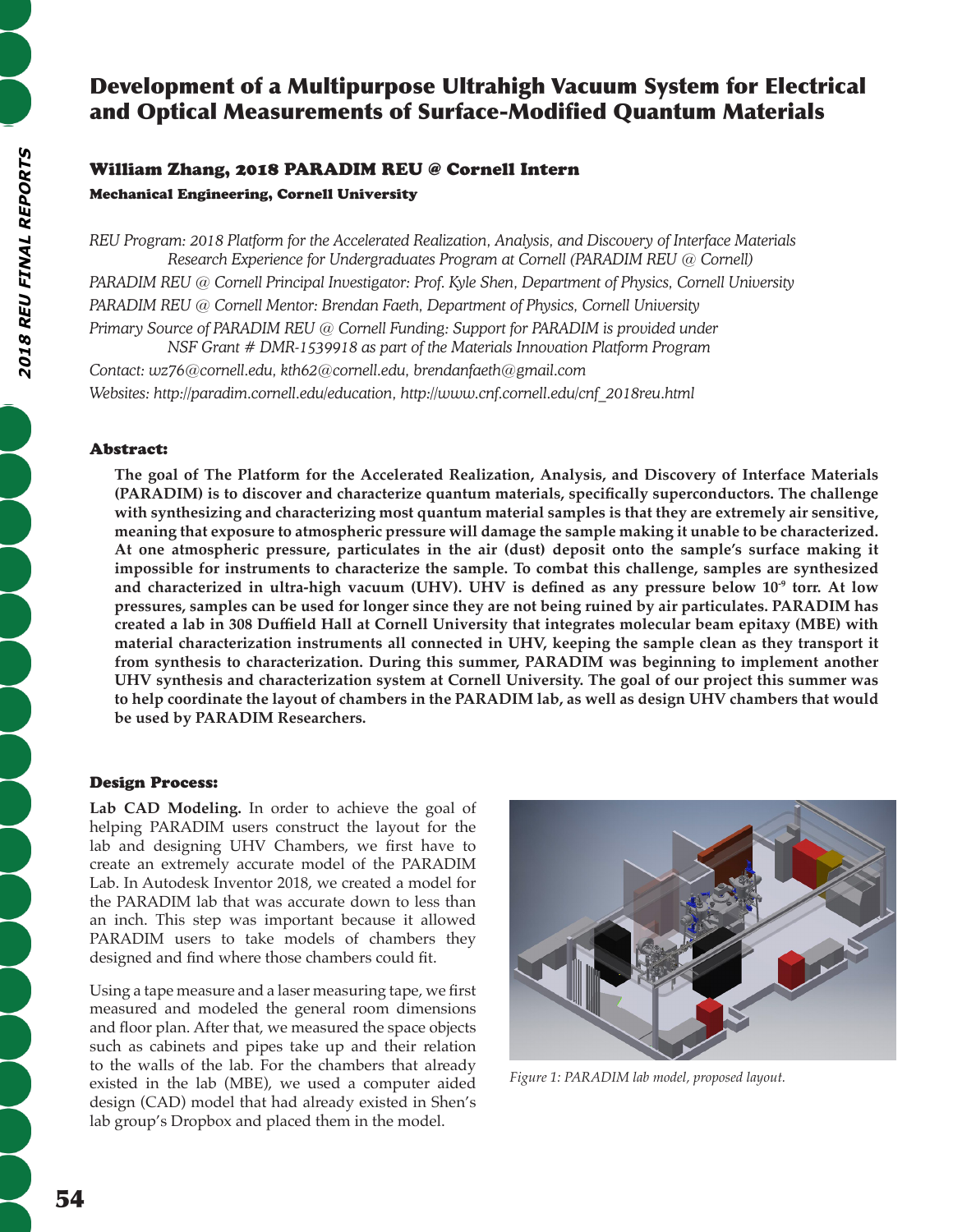# Development of a Multipurpose Ultrahigh Vacuum System for Electrical and Optical Measurements of Surface-Modified Quantum Materials

## William Zhang, 2018 PARADIM REU @ Cornell Intern

**Mechanical Engineering, Cornell University**

*REU Program: 2018 Platform for the Accelerated Realization, Analysis, and Discovery of Interface Materials Research Experience for Undergraduates Program at Cornell (PARADIM REU @ Cornell)*

*PARADIM REU @ Cornell Principal Investigator: Prof. Kyle Shen, Department of Physics, Cornell University*

*PARADIM REU @ Cornell Mentor: Brendan Faeth, Department of Physics, Cornell University*

*Primary Source of PARADIM REU @ Cornell Funding: Support for PARADIM is provided under NSF Grant # DMR-1539918 as part of the Materials Innovation Platform Program*

*Contact: wz76@cornell.edu, kth62@cornell.edu, brendanfaeth@gmail.com*

*Websites: http://paradim.cornell.edu/education, http://www.cnf.cornell.edu/cnf_2018reu.html*

### Abstract:

**The goal of The Platform for the Accelerated Realization, Analysis, and Discovery of Interface Materials (PARADIM) is to discover and characterize quantum materials, specifically superconductors. The challenge with synthesizing and characterizing most quantum material samples is that they are extremely air sensitive, meaning that exposure to atmospheric pressure will damage the sample making it unable to be characterized. At one atmospheric pressure, particulates in the air (dust) deposit onto the sample's surface making it impossible for instruments to characterize the sample. To combat this challenge, samples are synthesized and characterized in ultra-high vacuum (UHV). UHV is defined as any pressure below $10^{-9}$ torr. At low pressures, samples can be used for longer since they are not being ruined by air particulates. PARADIM has created a lab in 308 Duffield Hall at Cornell University that integrates molecular beam epitaxy (MBE) with material characterization instruments all connected in UHV, keeping the sample clean as they transport it from synthesis to characterization. During this summer, PARADIM was beginning to implement another UHV synthesis and characterization system at Cornell University. The goal of our project this summer was to help coordinate the layout of chambers in the PARADIM lab, as well as design UHV chambers that would be used by PARADIM Researchers.**

### Design Process:

**Lab CAD Modeling.** In order to achieve the goal of helping PARADIM users construct the layout for the lab and designing UHV Chambers, we first have to create an extremely accurate model of the PARADIM Lab. In Autodesk Inventor 2018, we created a model for the PARADIM lab that was accurate down to less than an inch. This step was important because it allowed PARADIM users to take models of chambers they designed and find where those chambers could fit.

Using a tape measure and a laser measuring tape, we first measured and modeled the general room dimensions and floor plan. After that, we measured the space objects such as cabinets and pipes take up and their relation to the walls of the lab. For the chambers that already existed in the lab (MBE), we used a computer aided design (CAD) model that had already existed in Shen's lab group's Dropbox and placed them in the model.

*Figure 1: PARADIM lab model, proposed layout.*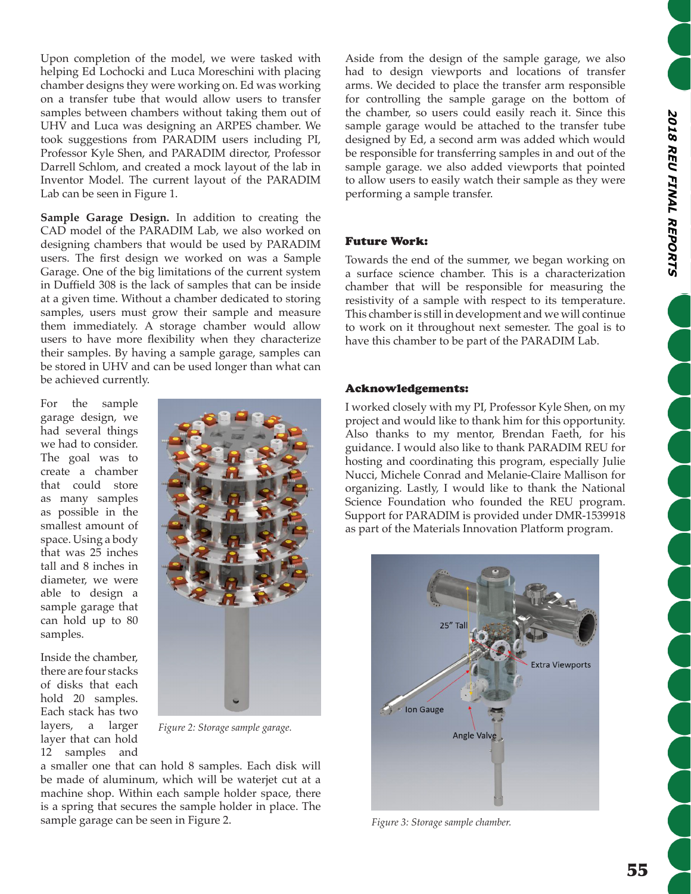Upon completion of the model, we were tasked with helping Ed Lochocki and Luca Moreschini with placing chamber designs they were working on. Ed was working on a transfer tube that would allow users to transfer samples between chambers without taking them out of UHV and Luca was designing an ARPES chamber. We took suggestions from PARADIM users including PI, Professor Kyle Shen, and PARADIM director, Professor Darrell Schlom, and created a mock layout of the lab in Inventor Model. The current layout of the PARADIM Lab can be seen in Figure 1.

**Sample Garage Design.** In addition to creating the CAD model of the PARADIM Lab, we also worked on designing chambers that would be used by PARADIM users. The first design we worked on was a Sample Garage. One of the big limitations of the current system in Duffield 308 is the lack of samples that can be inside at a given time. Without a chamber dedicated to storing samples, users must grow their sample and measure them immediately. A storage chamber would allow users to have more flexibility when they characterize their samples. By having a sample garage, samples can be stored in UHV and can be used longer than what can be achieved currently.

For the sample garage design, we had several things we had to consider. The goal was to create a chamber that could store as many samples as possible in the smallest amount of space. Using a body that was 25 inches tall and 8 inches in diameter, we were able to design a sample garage that can hold up to 80 samples.

*Figure 2: Storage sample garage.*

Inside the chamber, there are four stacks of disks that each hold 20 samples. Each stack has two layers, a larger layer that can hold 12 samples and a smaller one that can hold 8 samples. Each disk will be made of aluminum, which will be waterjet cut at a machine shop. Within each sample holder space, there is a spring that secures the sample holder in place. The sample garage can be seen in Figure 2.

Aside from the design of the sample garage, we also had to design viewports and locations of transfer arms. We decided to place the transfer arm responsible for controlling the sample garage on the bottom of the chamber, so users could easily reach it. Since this sample garage would be attached to the transfer tube designed by Ed, a second arm was added which would be responsible for transferring samples in and out of the sample garage. we also added viewports that pointed to allow users to easily watch their sample as they were performing a sample transfer.

## Future Work:

Towards the end of the summer, we began working on a surface science chamber. This is a characterization chamber that will be responsible for measuring the resistivity of a sample with respect to its temperature. This chamber is still in development and we will continue to work on it throughout next semester. The goal is to have this chamber to be part of the PARADIM Lab.

## Acknowledgements:

I worked closely with my PI, Professor Kyle Shen, on my project and would like to thank him for this opportunity. Also thanks to my mentor, Brendan Faeth, for his guidance. I would also like to thank PARADIM REU for hosting and coordinating this program, especially Julie Nucci, Michele Conrad and Melanie-Claire Mallison for organizing. Lastly, I would like to thank the National Science Foundation who founded the REU program. Support for PARADIM is provided under DMR-1539918 as part of the Materials Innovation Platform program.

25" Tall

Extra Viewports

Ion Gauge

Angle Valve

*Figure 3: Storage sample chamber.*